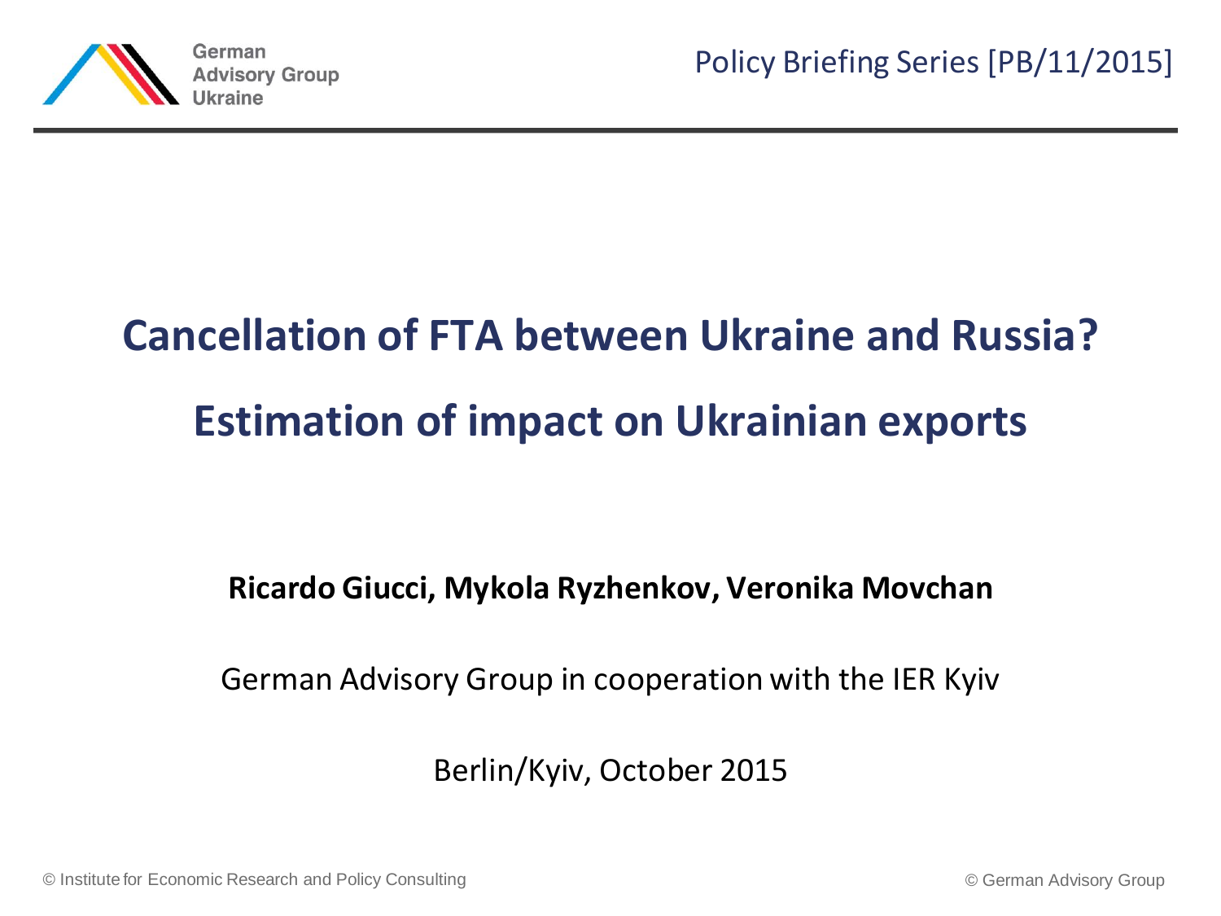German Advisory Group Ukraine

Policy Briefing Series [PB/11/2015]

# Cancellation of FTA between Ukraine and Russia?

# Estimation of impact on Ukrainian exports

**Ricardo Giucci, Mykola Ryzhenkov, Veronika Movchan**

German Advisory Group in cooperation with the IER Kyiv

Berlin/Kyiv, October 2015

© Institute for Economic Research and Policy Consulting

© German Advisory Group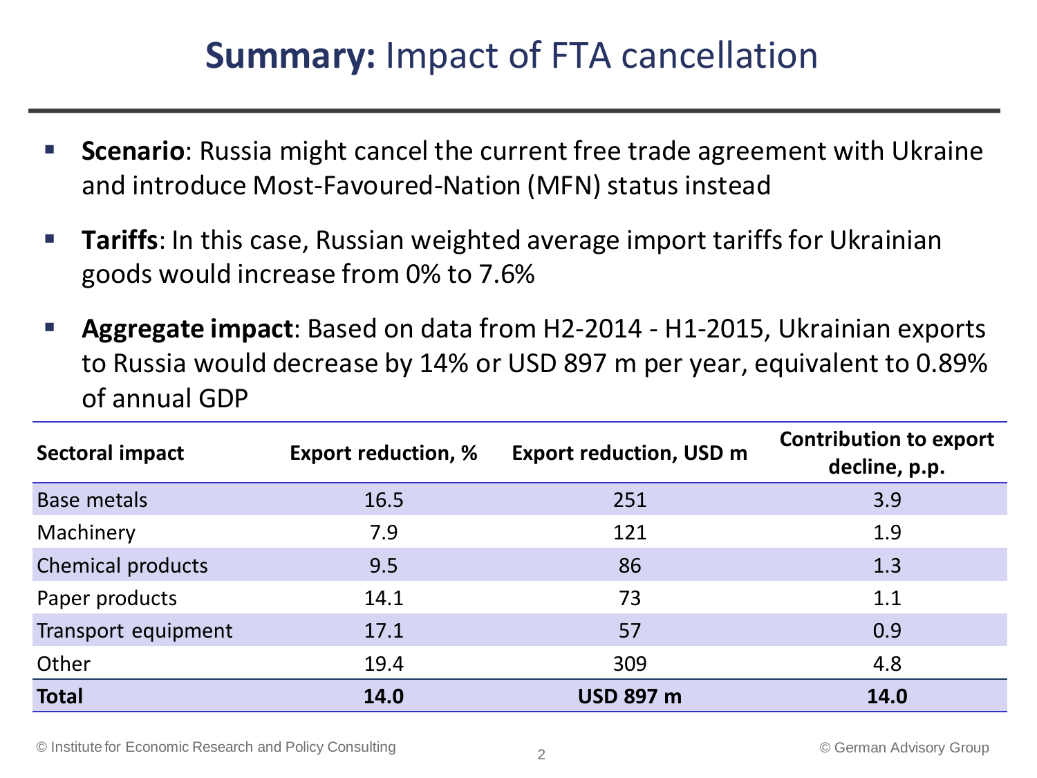# **Summary:** Impact of FTA cancellation

- **Scenario**: Russia might cancel the current free trade agreement with Ukraine and introduce Most-Favoured-Nation (MFN) status instead
- **Tariffs**: In this case, Russian weighted average import tariffs for Ukrainian goods would increase from 0% to 7.6%
- **Aggregate impact**: Based on data from H2-2014 - H1-2015, Ukrainian exports to Russia would decrease by 14% or USD 897 m per year, equivalent to 0.89% of annual GDP

| Sectoral impact | Export reduction, % | Export reduction, USD m | Contribution to export decline, p.p. |
|---|---|---|---|
| Base metals | 16.5 | 251 | 3.9 |
| Machinery | 7.9 | 121 | 1.9 |
| Chemical products | 9.5 | 86 | 1.3 |
| Paper products | 14.1 | 73 | 1.1 |
| Transport equipment | 17.1 | 57 | 0.9 |
| Other | 19.4 | 309 | 4.8 |
| **Total** | **14.0** | **USD 897 m** | **14.0** |

© Institute for Economic Research and Policy Consulting

© German Advisory Group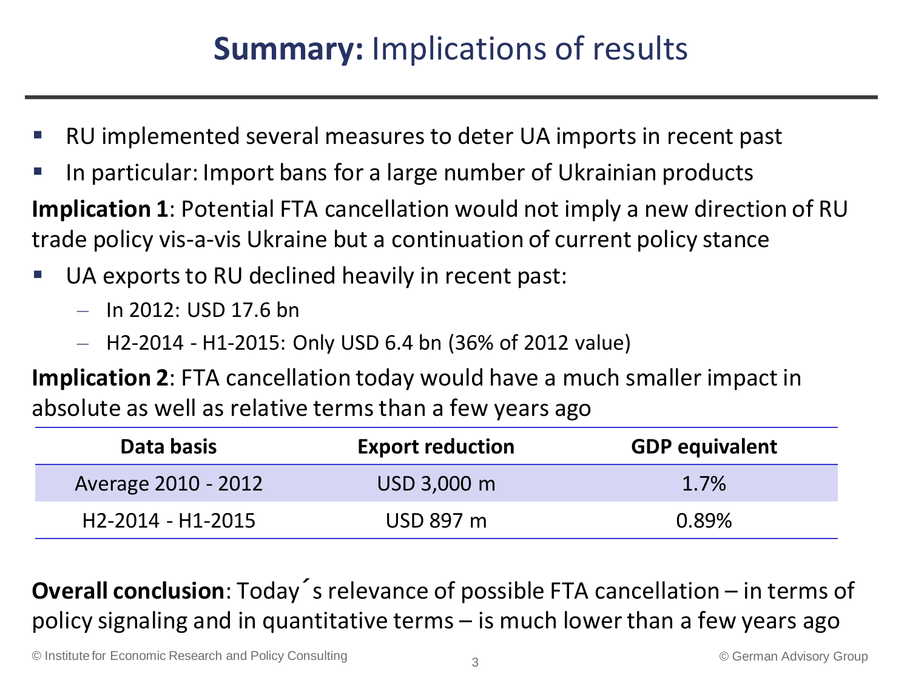# **Summary:** Implications of results

- RU implemented several measures to deter UA imports in recent past
- In particular: Import bans for a large number of Ukrainian products

**Implication 1**: Potential FTA cancellation would not imply a new direction of RU trade policy vis-a-vis Ukraine but a continuation of current policy stance

- UA exports to RU declined heavily in recent past:
  - In 2012: USD 17.6 bn
  - H2-2014 - H1-2015: Only USD 6.4 bn (36% of 2012 value)

**Implication 2**: FTA cancellation today would have a much smaller impact in absolute as well as relative terms than a few years ago

| Data basis | Export reduction | GDP equivalent |
| --- | --- | --- |
| Average 2010 - 2012 | USD 3,000 m | 1.7% |
| H2-2014 - H1-2015 | USD 897 m | 0.89% |

**Overall conclusion**: Today´s relevance of possible FTA cancellation – in terms of policy signaling and in quantitative terms – is much lower than a few years ago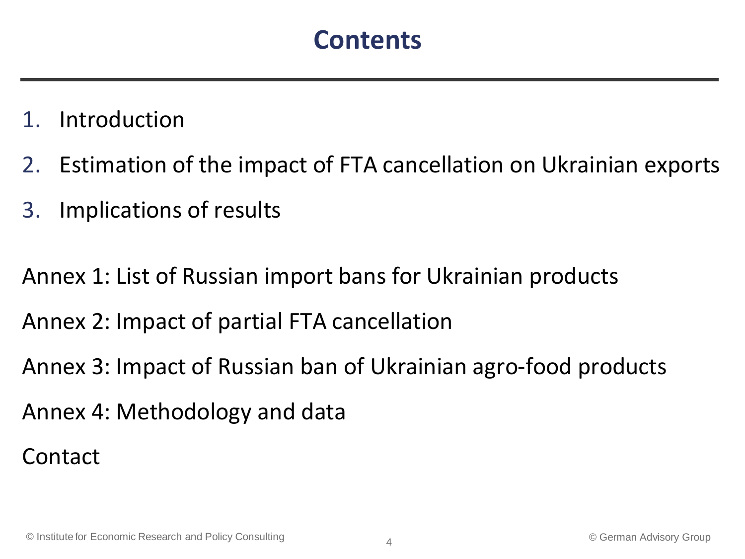# Contents

1. Introduction
2. Estimation of the impact of FTA cancellation on Ukrainian exports
3. Implications of results

Annex 1: List of Russian import bans for Ukrainian products

Annex 2: Impact of partial FTA cancellation

Annex 3: Impact of Russian ban of Ukrainian agro-food products

Annex 4: Methodology and data

Contact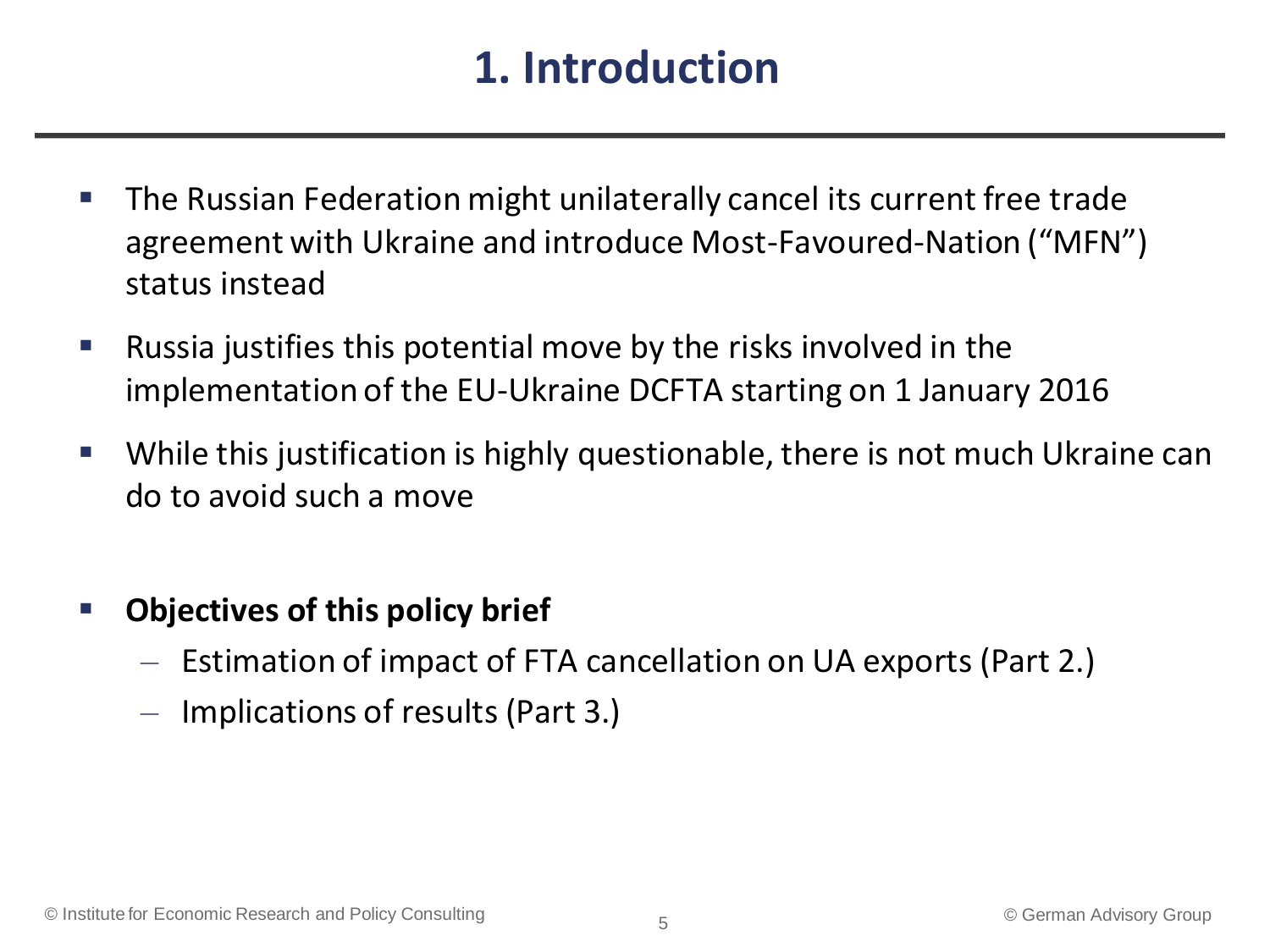# 1. Introduction

- The Russian Federation might unilaterally cancel its current free trade agreement with Ukraine and introduce Most-Favoured-Nation ("MFN") status instead
- Russia justifies this potential move by the risks involved in the implementation of the EU-Ukraine DCFTA starting on 1 January 2016
- While this justification is highly questionable, there is not much Ukraine can do to avoid such a move

- **Objectives of this policy brief**
  - Estimation of impact of FTA cancellation on UA exports (Part 2.)
  - Implications of results (Part 3.)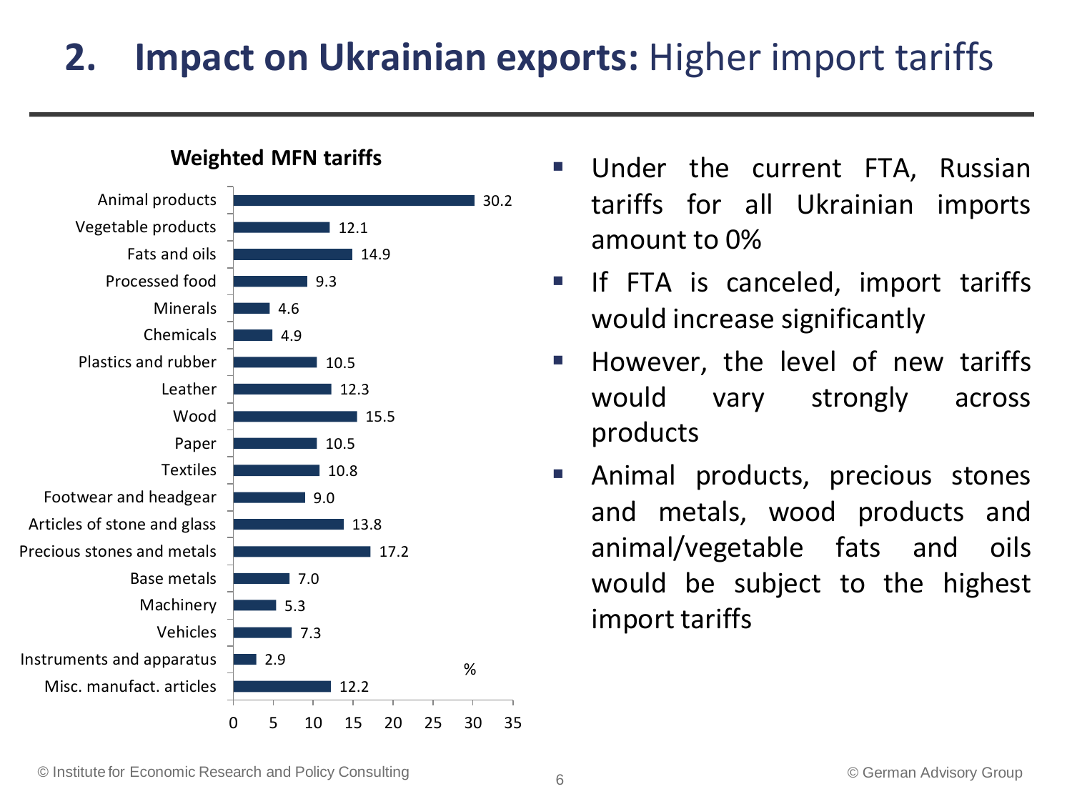# 2. **Impact on Ukrainian exports:** Higher import tariffs

**Weighted MFN tariffs**

| Product group | % |
| --- | --- |
| Animal products | 30.2 |
| Vegetable products | 12.1 |
| Fats and oils | 14.9 |
| Processed food | 9.3 |
| Minerals | 4.6 |
| Chemicals | 4.9 |
| Plastics and rubber | 10.5 |
| Leather | 12.3 |
| Wood | 15.5 |
| Paper | 10.5 |
| Textiles | 10.8 |
| Footwear and headgear | 9.0 |
| Articles of stone and glass | 13.8 |
| Precious stones and metals | 17.2 |
| Base metals | 7.0 |
| Machinery | 5.3 |
| Vehicles | 7.3 |
| Instruments and apparatus | 2.9 |
| Misc. manufact. articles | 12.2 |

- Under the current FTA, Russian tariffs for all Ukrainian imports amount to 0%
- If FTA is canceled, import tariffs would increase significantly
- However, the level of new tariffs would vary strongly across products
- Animal products, precious stones and metals, wood products and animal/vegetable fats and oils would be subject to the highest import tariffs

© Institute for Economic Research and Policy Consulting

© German Advisory Group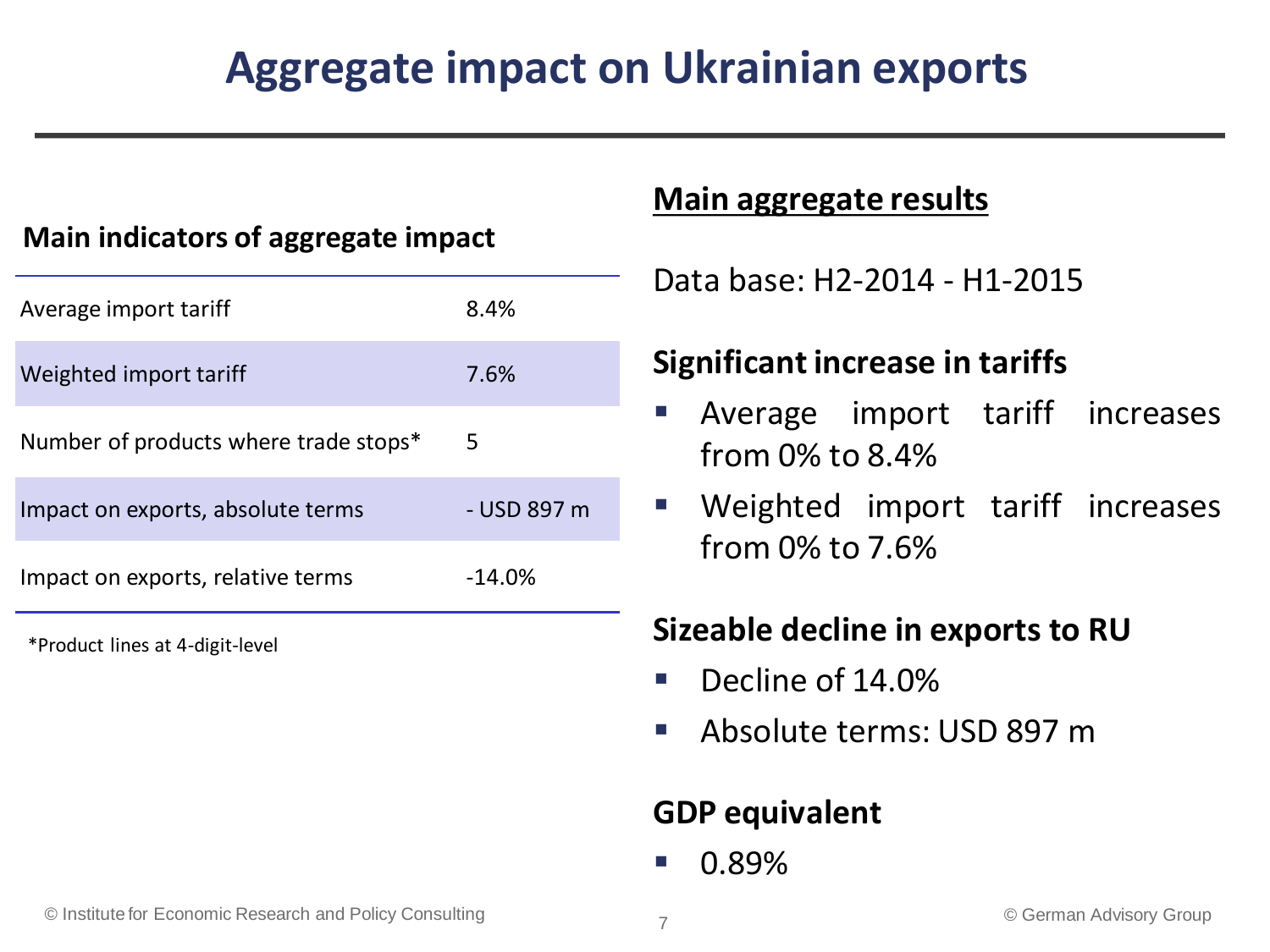# Aggregate impact on Ukrainian exports

### Main indicators of aggregate impact

| Indicator | Value |
|---|---|
| Average import tariff | 8.4% |
| Weighted import tariff | 7.6% |
| Number of products where trade stops* | 5 |
| Impact on exports, absolute terms | - USD 897 m |
| Impact on exports, relative terms | -14.0% |

*Product lines at 4-digit-level

### Main aggregate results

Data base: H2-2014 - H1-2015

**Significant increase in tariffs**

- Average import tariff increases from 0% to 8.4%
- Weighted import tariff increases from 0% to 7.6%

**Sizeable decline in exports to RU**

- Decline of 14.0%
- Absolute terms: USD 897 m

**GDP equivalent**

- 0.89%

© Institute for Economic Research and Policy Consulting

© German Advisory Group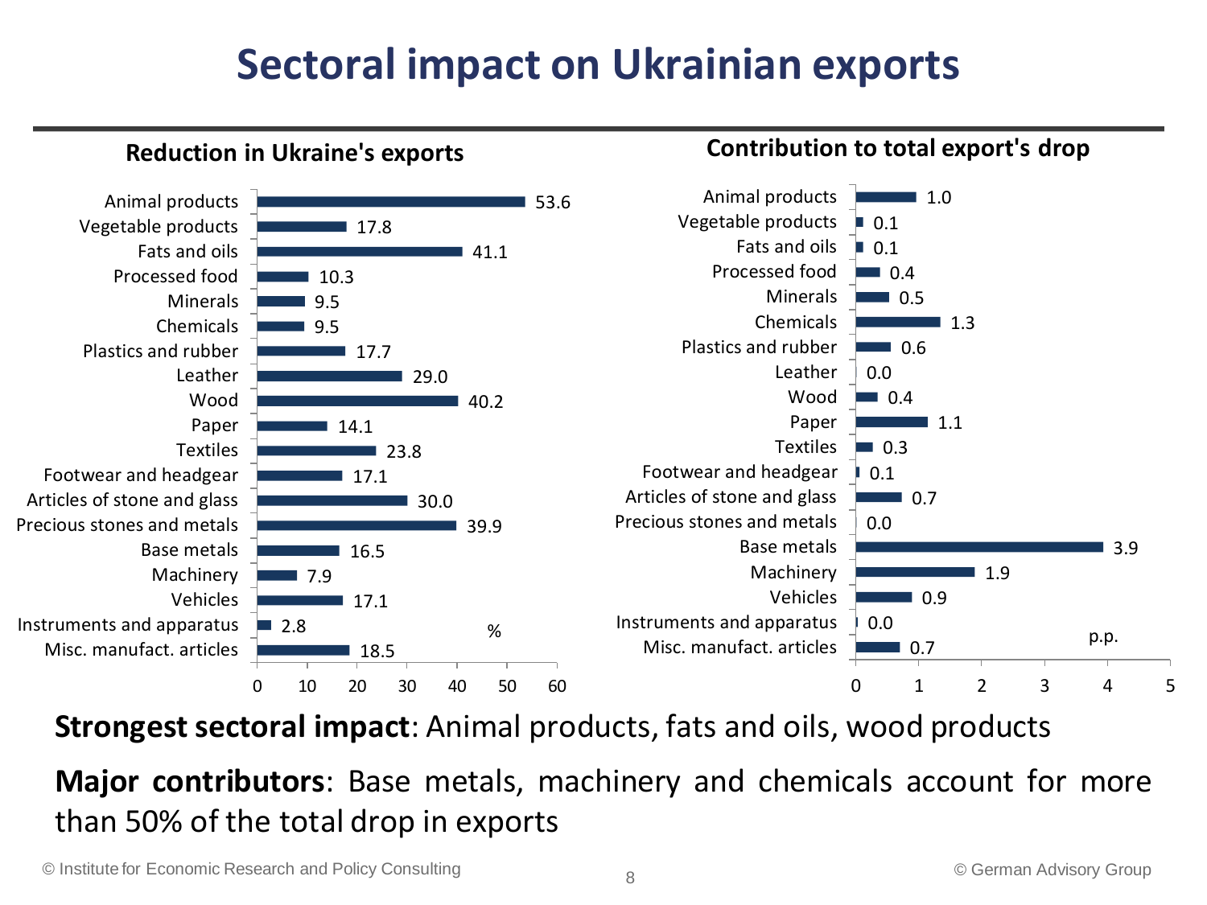# Sectoral impact on Ukrainian exports

| Sector | Reduction in Ukraine's exports (%) | Contribution to total export's drop (p.p.) |
| --- | --- | --- |
| Animal products | 53.6 | 1.0 |
| Vegetable products | 17.8 | 0.1 |
| Fats and oils | 41.1 | 0.1 |
| Processed food | 10.3 | 0.4 |
| Minerals | 9.5 | 0.5 |
| Chemicals | 9.5 | 1.3 |
| Plastics and rubber | 17.7 | 0.6 |
| Leather | 29.0 | 0.0 |
| Wood | 40.2 | 0.4 |
| Paper | 14.1 | 1.1 |
| Textiles | 23.8 | 0.3 |
| Footwear and headgear | 17.1 | 0.1 |
| Articles of stone and glass | 30.0 | 0.7 |
| Precious stones and metals | 39.9 | 0.0 |
| Base metals | 16.5 | 3.9 |
| Machinery | 7.9 | 1.9 |
| Vehicles | 17.1 | 0.9 |
| Instruments and apparatus | 2.8 | 0.0 |
| Misc. manufact. articles | 18.5 | 0.7 |

**Strongest sectoral impact**: Animal products, fats and oils, wood products

**Major contributors**: Base metals, machinery and chemicals account for more than 50% of the total drop in exports

© Institute for Economic Research and Policy Consulting

© German Advisory Group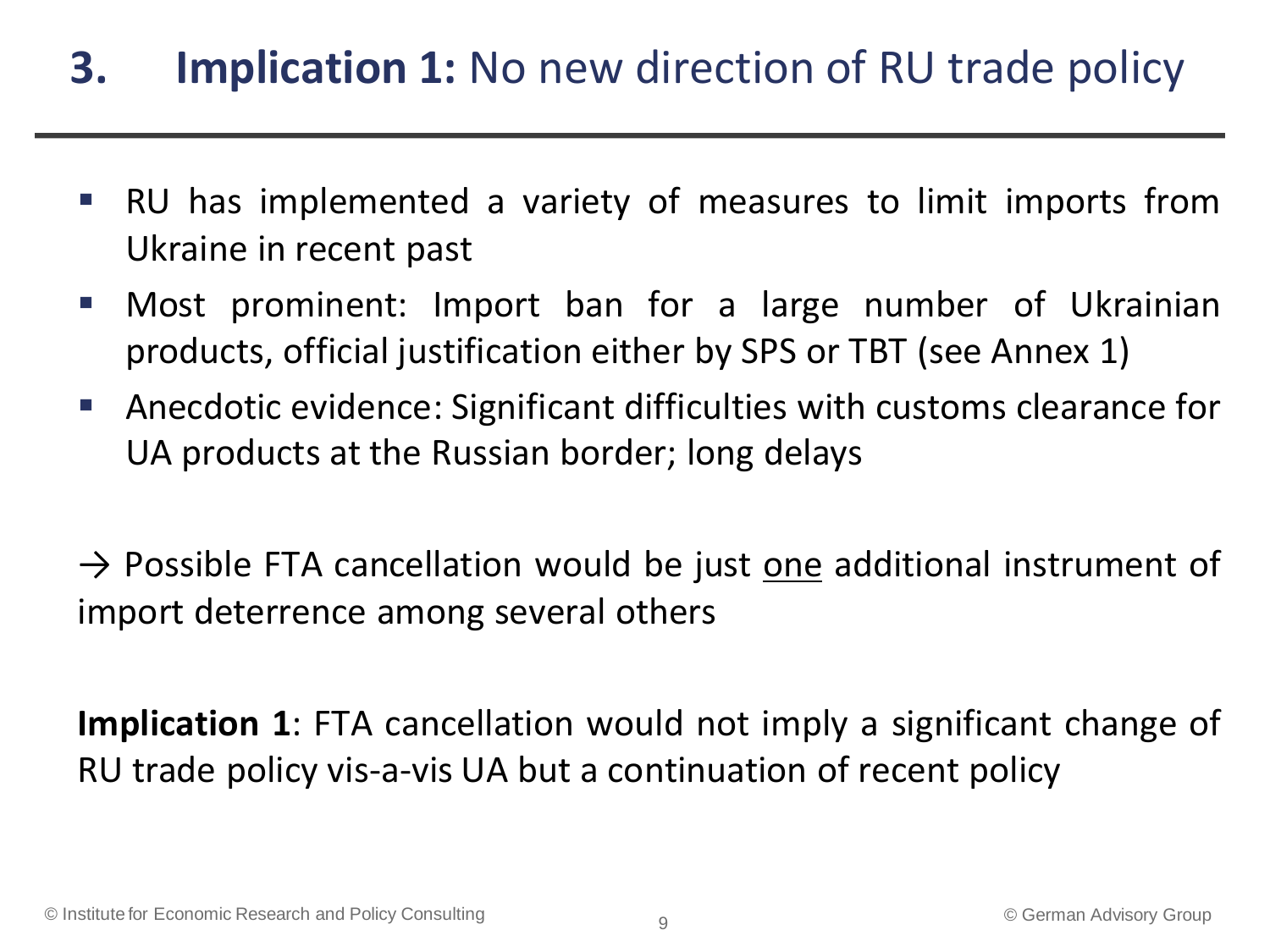# 3. **Implication 1:** No new direction of RU trade policy

- RU has implemented a variety of measures to limit imports from Ukraine in recent past
- Most prominent: Import ban for a large number of Ukrainian products, official justification either by SPS or TBT (see Annex 1)
- Anecdotic evidence: Significant difficulties with customs clearance for UA products at the Russian border; long delays

→ Possible FTA cancellation would be just <u>one</u> additional instrument of import deterrence among several others

**Implication 1**: FTA cancellation would not imply a significant change of RU trade policy vis-a-vis UA but a continuation of recent policy

© Institute for Economic Research and Policy Consulting

© German Advisory Group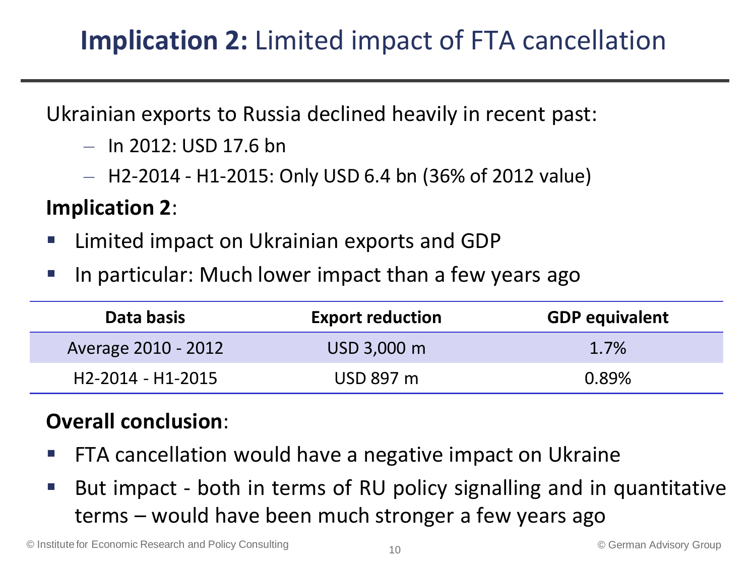# **Implication 2:** Limited impact of FTA cancellation

Ukrainian exports to Russia declined heavily in recent past:

- In 2012: USD 17.6 bn
- H2-2014 - H1-2015: Only USD 6.4 bn (36% of 2012 value)

**Implication 2**:

- Limited impact on Ukrainian exports and GDP
- In particular: Much lower impact than a few years ago

| Data basis | Export reduction | GDP equivalent |
|---|---|---|
| Average 2010 - 2012 | USD 3,000 m | 1.7% |
| H2-2014 - H1-2015 | USD 897 m | 0.89% |

**Overall conclusion**:

- FTA cancellation would have a negative impact on Ukraine
- But impact - both in terms of RU policy signalling and in quantitative terms – would have been much stronger a few years ago

© Institute for Economic Research and Policy Consulting

© German Advisory Group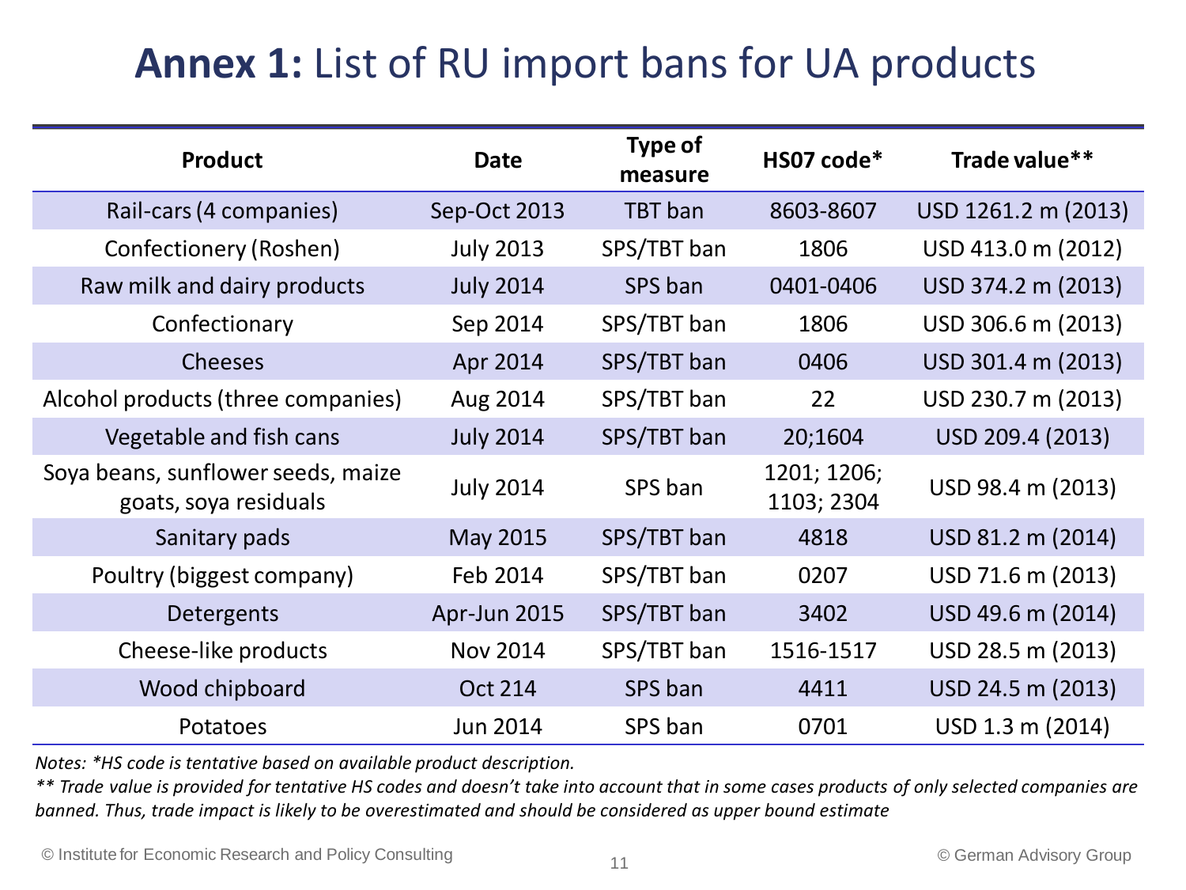# **Annex 1:** List of RU import bans for UA products

| Product | Date | Type of measure | HS07 code* | Trade value** |
|---|---|---|---|---|
| Rail-cars (4 companies) | Sep-Oct 2013 | TBT ban | 8603-8607 | USD 1261.2 m (2013) |
| Confectionery (Roshen) | July 2013 | SPS/TBT ban | 1806 | USD 413.0 m (2012) |
| Raw milk and dairy products | July 2014 | SPS ban | 0401-0406 | USD 374.2 m (2013) |
| Confectionary | Sep 2014 | SPS/TBT ban | 1806 | USD 306.6 m (2013) |
| Cheeses | Apr 2014 | SPS/TBT ban | 0406 | USD 301.4 m (2013) |
| Alcohol products (three companies) | Aug 2014 | SPS/TBT ban | 22 | USD 230.7 m (2013) |
| Vegetable and fish cans | July 2014 | SPS/TBT ban | 20;1604 | USD 209.4 (2013) |
| Soya beans, sunflower seeds, maize goats, soya residuals | July 2014 | SPS ban | 1201; 1206; 1103; 2304 | USD 98.4 m (2013) |
| Sanitary pads | May 2015 | SPS/TBT ban | 4818 | USD 81.2 m (2014) |
| Poultry (biggest company) | Feb 2014 | SPS/TBT ban | 0207 | USD 71.6 m (2013) |
| Detergents | Apr-Jun 2015 | SPS/TBT ban | 3402 | USD 49.6 m (2014) |
| Cheese-like products | Nov 2014 | SPS/TBT ban | 1516-1517 | USD 28.5 m (2013) |
| Wood chipboard | Oct 214 | SPS ban | 4411 | USD 24.5 m (2013) |
| Potatoes | Jun 2014 | SPS ban | 0701 | USD 1.3 m (2014) |

*Notes: *HS code is tentative based on available product description.*

*** Trade value is provided for tentative HS codes and doesn't take into account that in some cases products of only selected companies are banned. Thus, trade impact is likely to be overestimated and should be considered as upper bound estimate*

© Institute for Economic Research and Policy Consulting

© German Advisory Group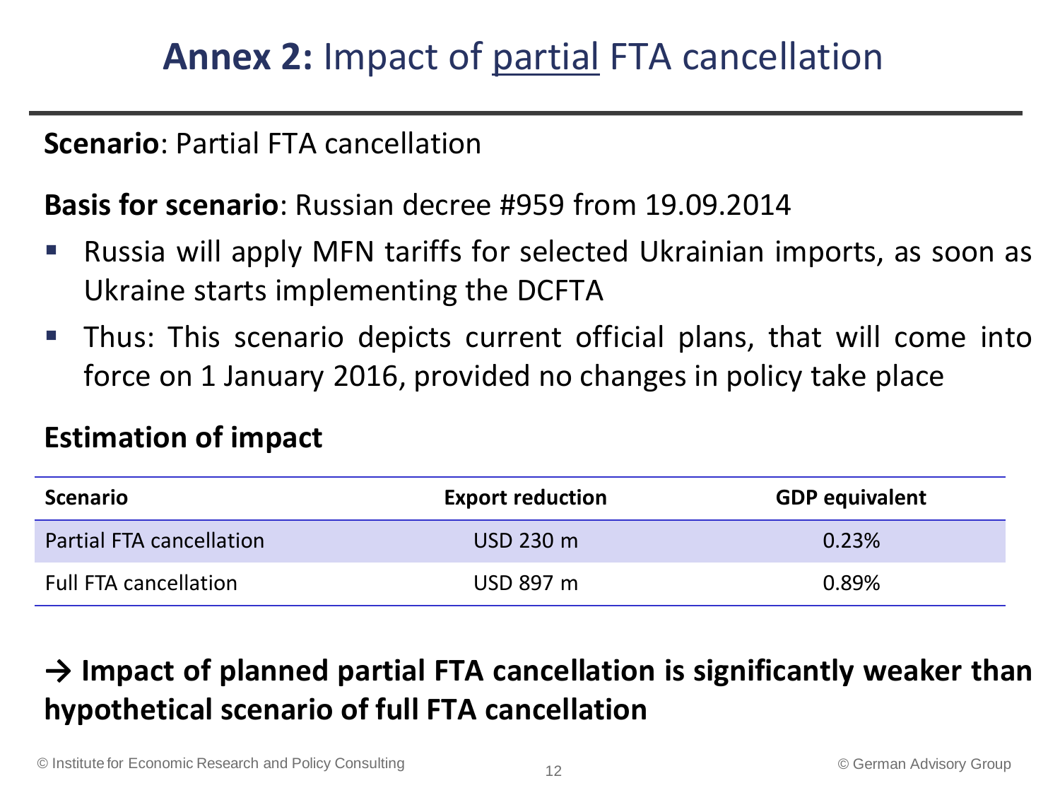# **Annex 2:** Impact of partial FTA cancellation

**Scenario**: Partial FTA cancellation

**Basis for scenario**: Russian decree #959 from 19.09.2014

- Russia will apply MFN tariffs for selected Ukrainian imports, as soon as Ukraine starts implementing the DCFTA
- Thus: This scenario depicts current official plans, that will come into force on 1 January 2016, provided no changes in policy take place

## Estimation of impact

| Scenario | Export reduction | GDP equivalent |
|---|---|---|
| Partial FTA cancellation | USD 230 m | 0.23% |
| Full FTA cancellation | USD 897 m | 0.89% |

**→ Impact of planned partial FTA cancellation is significantly weaker than hypothetical scenario of full FTA cancellation**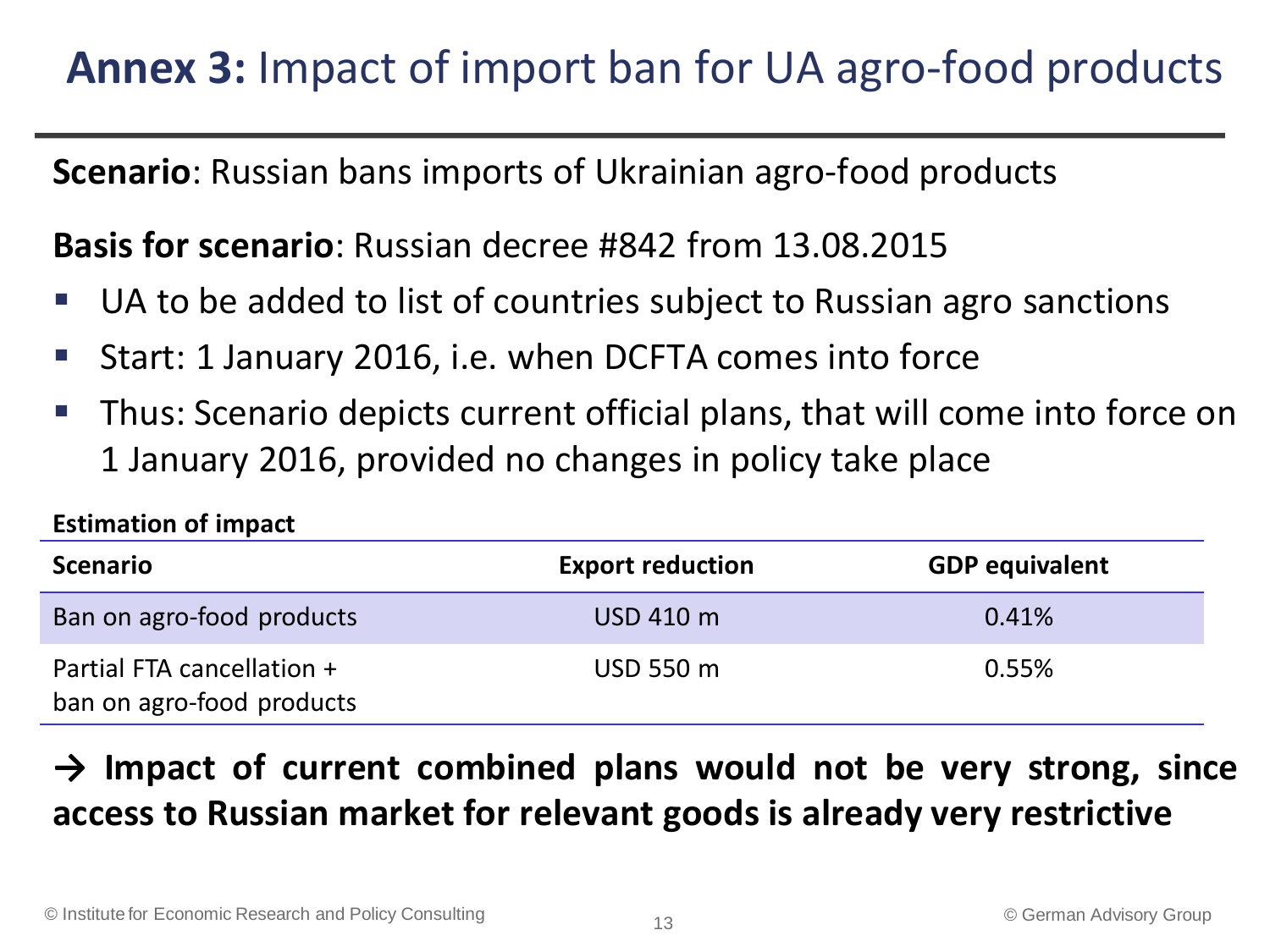# **Annex 3:** Impact of import ban for UA agro-food products

**Scenario**: Russian bans imports of Ukrainian agro-food products

**Basis for scenario**: Russian decree #842 from 13.08.2015

- UA to be added to list of countries subject to Russian agro sanctions
- Start: 1 January 2016, i.e. when DCFTA comes into force
- Thus: Scenario depicts current official plans, that will come into force on 1 January 2016, provided no changes in policy take place

**Estimation of impact**

| Scenario | Export reduction | GDP equivalent |
|---|---|---|
| Ban on agro-food products | USD 410 m | 0.41% |
| Partial FTA cancellation + ban on agro-food products | USD 550 m | 0.55% |

**→ Impact of current combined plans would not be very strong, since access to Russian market for relevant goods is already very restrictive**

© Institute for Economic Research and Policy Consulting

© German Advisory Group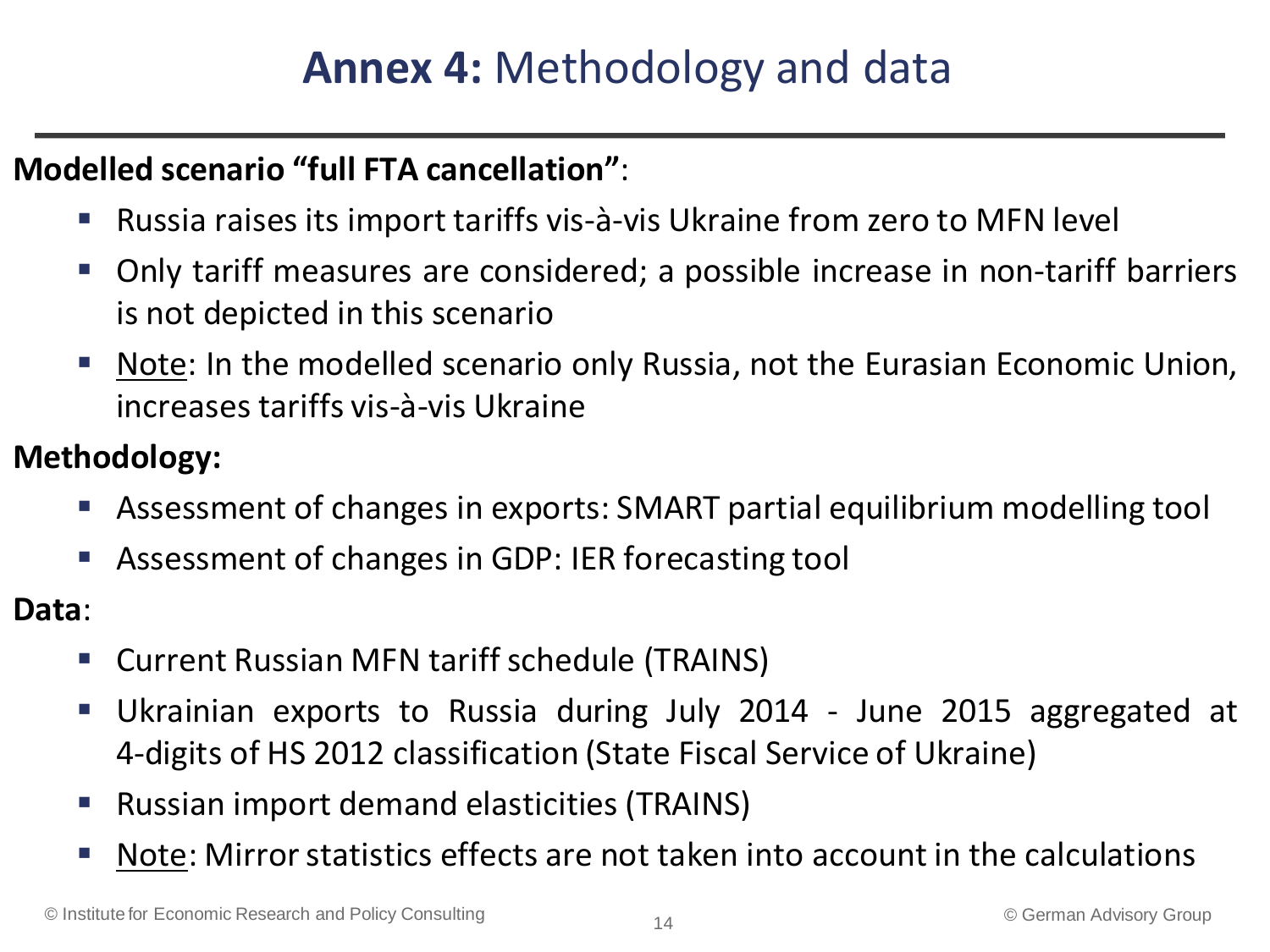# **Annex 4:** Methodology and data

**Modelled scenario "full FTA cancellation"**:

- Russia raises its import tariffs vis-à-vis Ukraine from zero to MFN level
- Only tariff measures are considered; a possible increase in non-tariff barriers is not depicted in this scenario
- Note: In the modelled scenario only Russia, not the Eurasian Economic Union, increases tariffs vis-à-vis Ukraine

**Methodology:**

- Assessment of changes in exports: SMART partial equilibrium modelling tool
- Assessment of changes in GDP: IER forecasting tool

**Data**:

- Current Russian MFN tariff schedule (TRAINS)
- Ukrainian exports to Russia during July 2014 - June 2015 aggregated at 4-digits of HS 2012 classification (State Fiscal Service of Ukraine)
- Russian import demand elasticities (TRAINS)
- Note: Mirror statistics effects are not taken into account in the calculations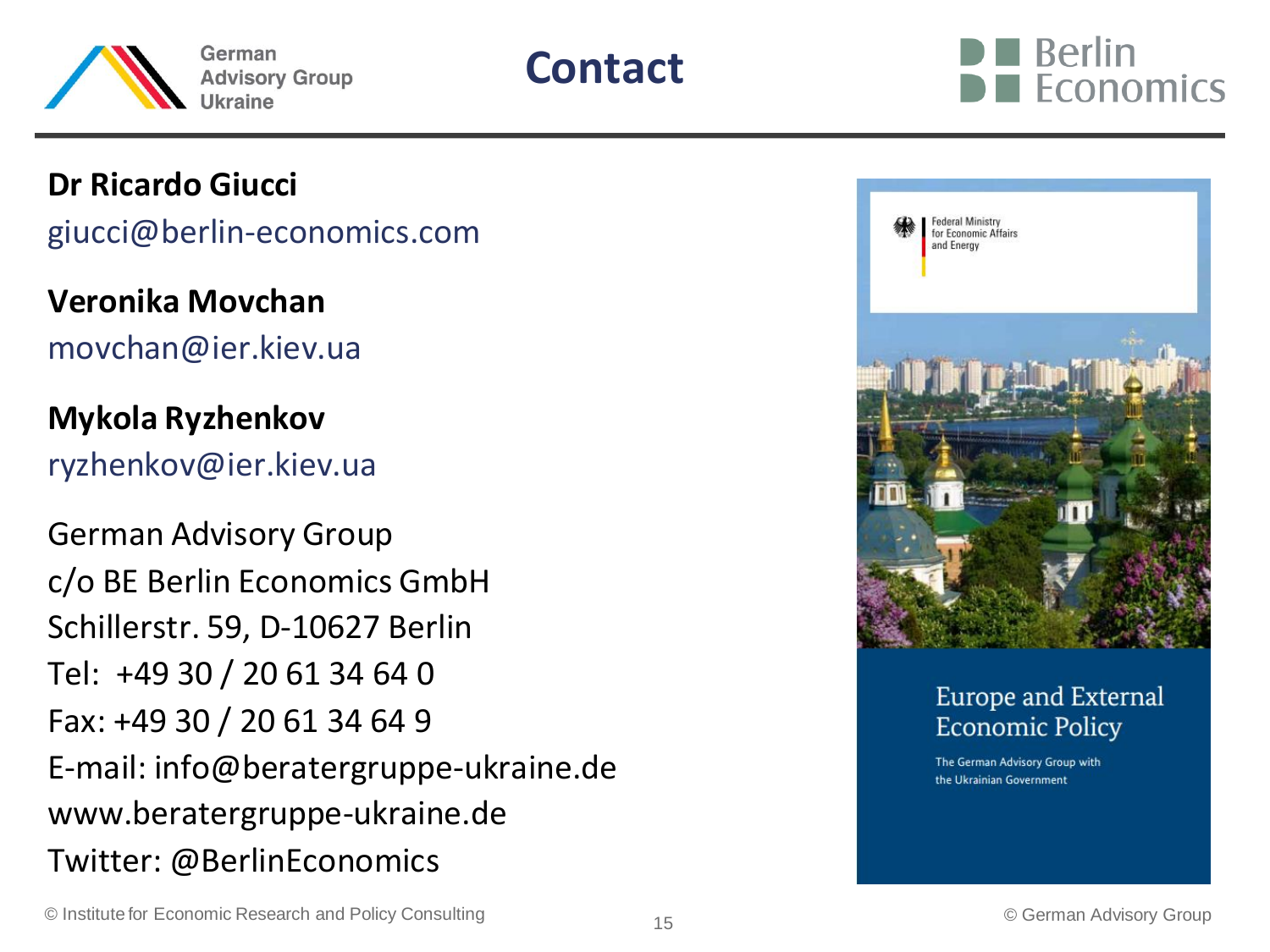# Contact

**Dr Ricardo Giucci**
giucci@berlin-economics.com

**Veronika Movchan**
movchan@ier.kiev.ua

**Mykola Ryzhenkov**
ryzhenkov@ier.kiev.ua

German Advisory Group
c/o BE Berlin Economics GmbH
Schillerstr. 59, D-10627 Berlin
Tel: +49 30 / 20 61 34 64 0
Fax: +49 30 / 20 61 34 64 9
E-mail: info@beratergruppe-ukraine.de
www.beratergruppe-ukraine.de
Twitter: @BerlinEconomics

© Institute for Economic Research and Policy Consulting

© German Advisory Group